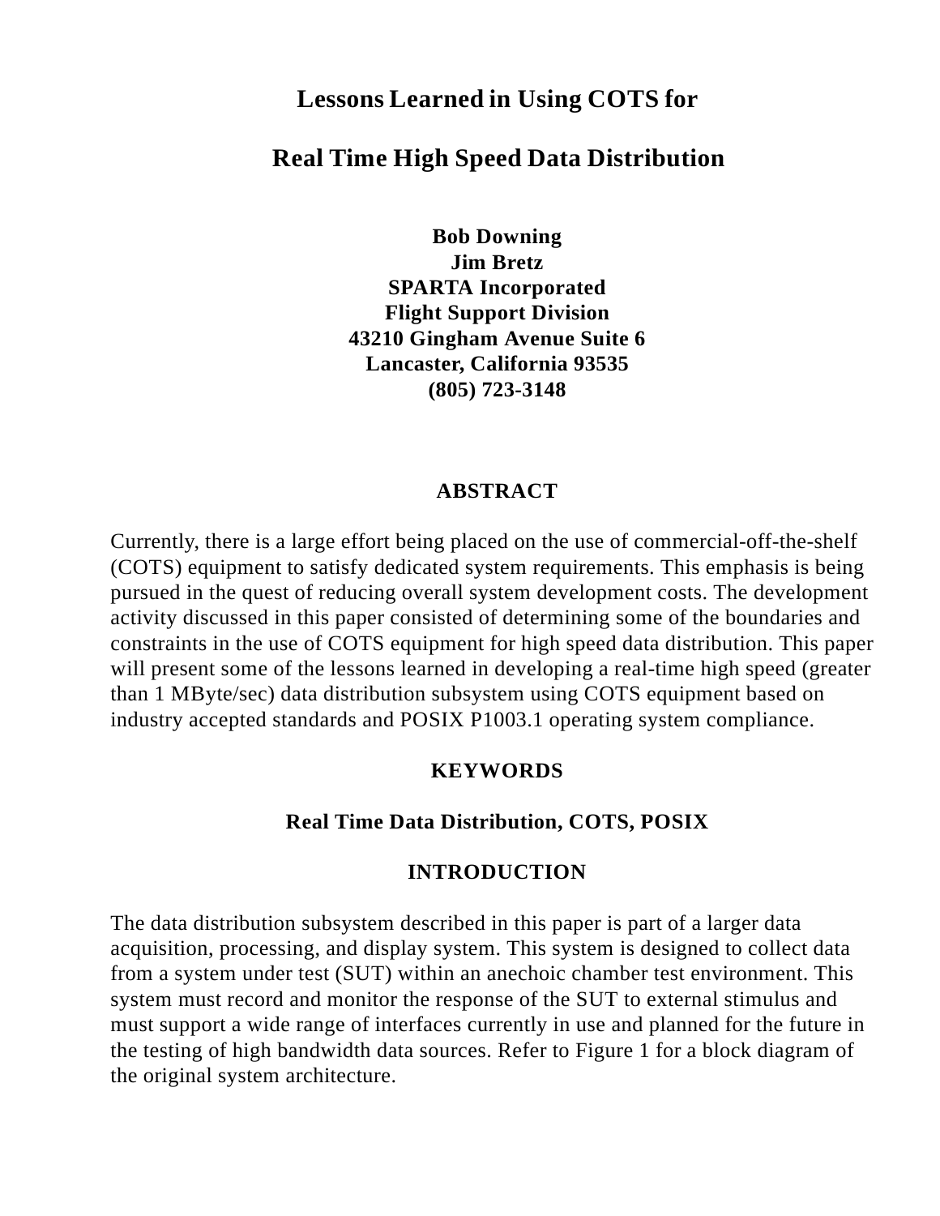# Lessons Learned in Using COTS for

# Real Time High Speed Data Distribution

**Bob Downing**
**Jim Bretz**
**SPARTA Incorporated**
**Flight Support Division**
**43210 Gingham Avenue Suite 6**
**Lancaster, California 93535**
**(805) 723-3148**

## ABSTRACT

Currently, there is a large effort being placed on the use of commercial-off-the-shelf (COTS) equipment to satisfy dedicated system requirements. This emphasis is being pursued in the quest of reducing overall system development costs. The development activity discussed in this paper consisted of determining some of the boundaries and constraints in the use of COTS equipment for high speed data distribution. This paper will present some of the lessons learned in developing a real-time high speed (greater than 1 MByte/sec) data distribution subsystem using COTS equipment based on industry accepted standards and POSIX P1003.1 operating system compliance.

## KEYWORDS

**Real Time Data Distribution, COTS, POSIX**

## INTRODUCTION

The data distribution subsystem described in this paper is part of a larger data acquisition, processing, and display system. This system is designed to collect data from a system under test (SUT) within an anechoic chamber test environment. This system must record and monitor the response of the SUT to external stimulus and must support a wide range of interfaces currently in use and planned for the future in the testing of high bandwidth data sources. Refer to Figure 1 for a block diagram of the original system architecture.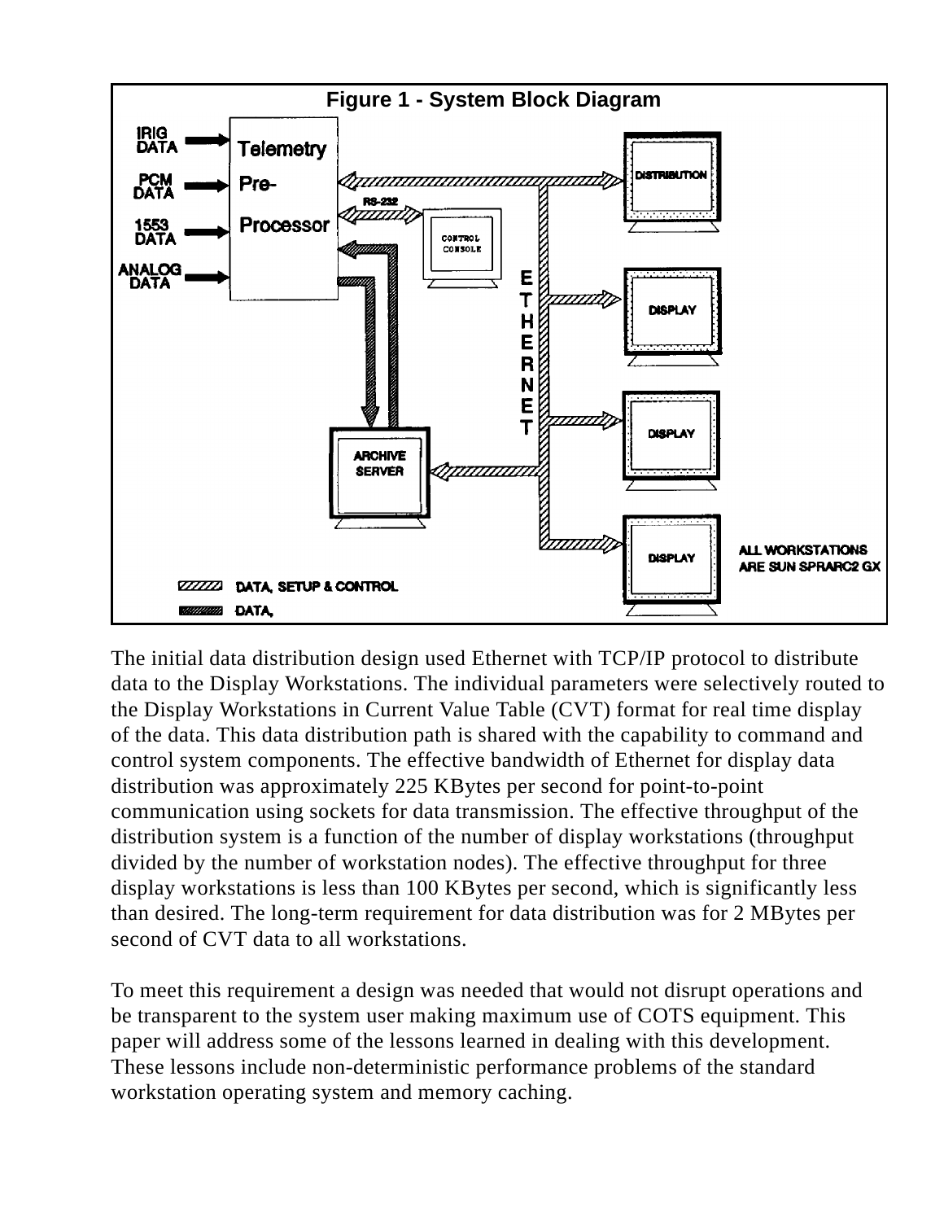**Figure 1 - System Block Diagram**

The initial data distribution design used Ethernet with TCP/IP protocol to distribute data to the Display Workstations. The individual parameters were selectively routed to the Display Workstations in Current Value Table (CVT) format for real time display of the data. This data distribution path is shared with the capability to command and control system components. The effective bandwidth of Ethernet for display data distribution was approximately 225 KBytes per second for point-to-point communication using sockets for data transmission. The effective throughput of the distribution system is a function of the number of display workstations (throughput divided by the number of workstation nodes). The effective throughput for three display workstations is less than 100 KBytes per second, which is significantly less than desired. The long-term requirement for data distribution was for 2 MBytes per second of CVT data to all workstations.

To meet this requirement a design was needed that would not disrupt operations and be transparent to the system user making maximum use of COTS equipment. This paper will address some of the lessons learned in dealing with this development. These lessons include non-deterministic performance problems of the standard workstation operating system and memory caching.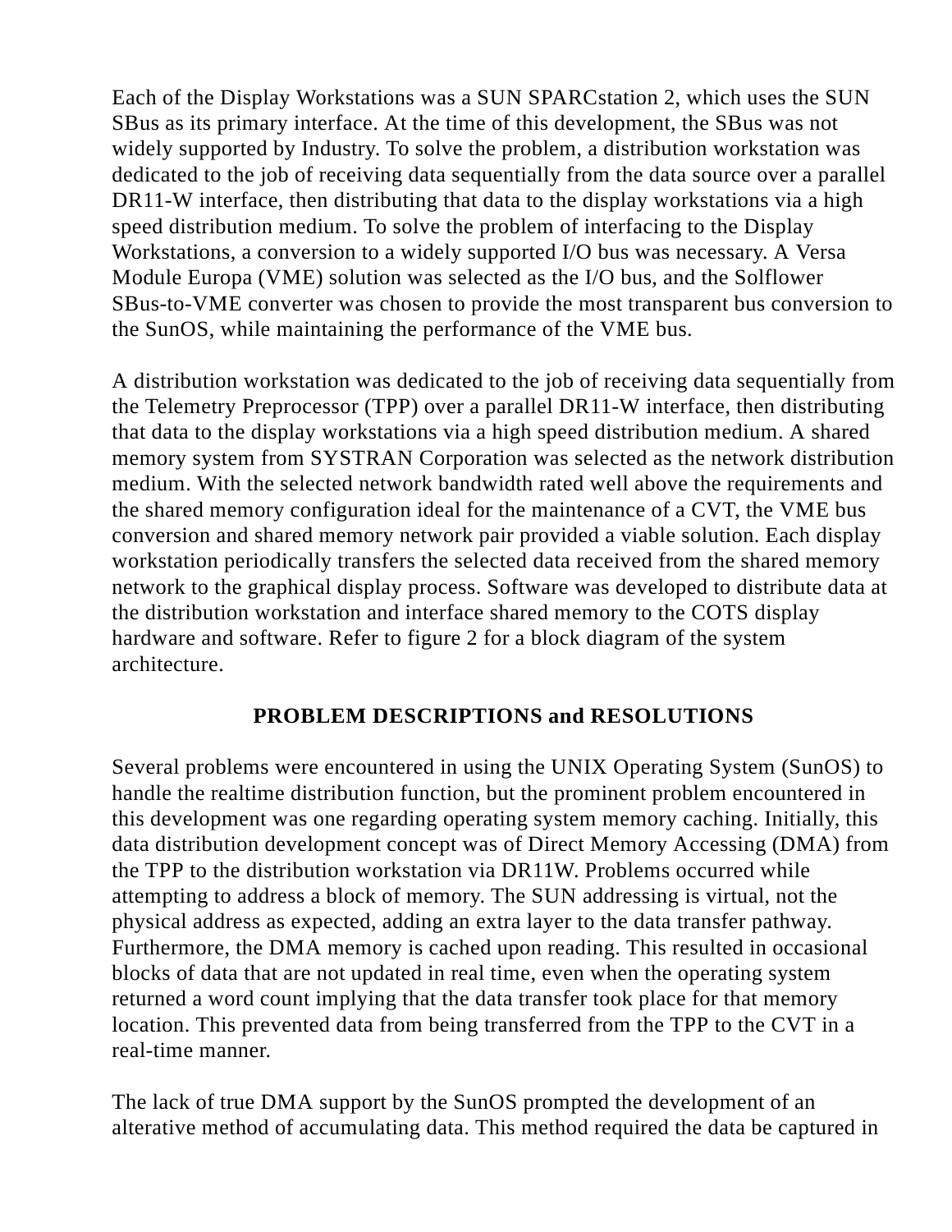Each of the Display Workstations was a SUN SPARCstation 2, which uses the SUN SBus as its primary interface. At the time of this development, the SBus was not widely supported by Industry. To solve the problem, a distribution workstation was dedicated to the job of receiving data sequentially from the data source over a parallel DR11-W interface, then distributing that data to the display workstations via a high speed distribution medium. To solve the problem of interfacing to the Display Workstations, a conversion to a widely supported I/O bus was necessary. A Versa Module Europa (VME) solution was selected as the I/O bus, and the Solflower SBus-to-VME converter was chosen to provide the most transparent bus conversion to the SunOS, while maintaining the performance of the VME bus.

A distribution workstation was dedicated to the job of receiving data sequentially from the Telemetry Preprocessor (TPP) over a parallel DR11-W interface, then distributing that data to the display workstations via a high speed distribution medium. A shared memory system from SYSTRAN Corporation was selected as the network distribution medium. With the selected network bandwidth rated well above the requirements and the shared memory configuration ideal for the maintenance of a CVT, the VME bus conversion and shared memory network pair provided a viable solution. Each display workstation periodically transfers the selected data received from the shared memory network to the graphical display process. Software was developed to distribute data at the distribution workstation and interface shared memory to the COTS display hardware and software. Refer to figure 2 for a block diagram of the system architecture.

## PROBLEM DESCRIPTIONS and RESOLUTIONS

Several problems were encountered in using the UNIX Operating System (SunOS) to handle the realtime distribution function, but the prominent problem encountered in this development was one regarding operating system memory caching. Initially, this data distribution development concept was of Direct Memory Accessing (DMA) from the TPP to the distribution workstation via DR11W. Problems occurred while attempting to address a block of memory. The SUN addressing is virtual, not the physical address as expected, adding an extra layer to the data transfer pathway. Furthermore, the DMA memory is cached upon reading. This resulted in occasional blocks of data that are not updated in real time, even when the operating system returned a word count implying that the data transfer took place for that memory location. This prevented data from being transferred from the TPP to the CVT in a real-time manner.

The lack of true DMA support by the SunOS prompted the development of an alterative method of accumulating data. This method required the data be captured in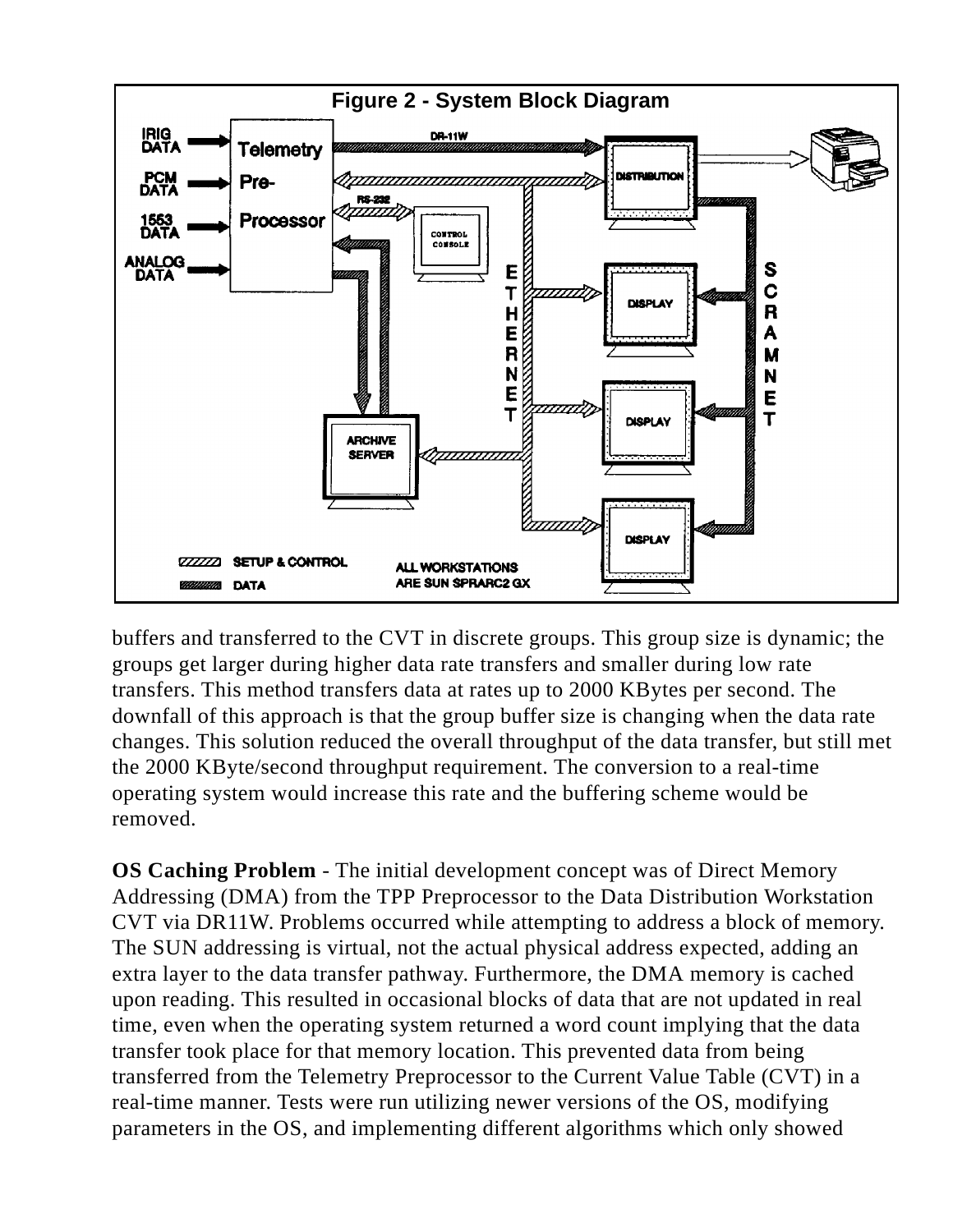**Figure 2 - System Block Diagram**

buffers and transferred to the CVT in discrete groups. This group size is dynamic; the groups get larger during higher data rate transfers and smaller during low rate transfers. This method transfers data at rates up to 2000 KBytes per second. The downfall of this approach is that the group buffer size is changing when the data rate changes. This solution reduced the overall throughput of the data transfer, but still met the 2000 KByte/second throughput requirement. The conversion to a real-time operating system would increase this rate and the buffering scheme would be removed.

**OS Caching Problem** - The initial development concept was of Direct Memory Addressing (DMA) from the TPP Preprocessor to the Data Distribution Workstation CVT via DR11W. Problems occurred while attempting to address a block of memory. The SUN addressing is virtual, not the actual physical address expected, adding an extra layer to the data transfer pathway. Furthermore, the DMA memory is cached upon reading. This resulted in occasional blocks of data that are not updated in real time, even when the operating system returned a word count implying that the data transfer took place for that memory location. This prevented data from being transferred from the Telemetry Preprocessor to the Current Value Table (CVT) in a real-time manner. Tests were run utilizing newer versions of the OS, modifying parameters in the OS, and implementing different algorithms which only showed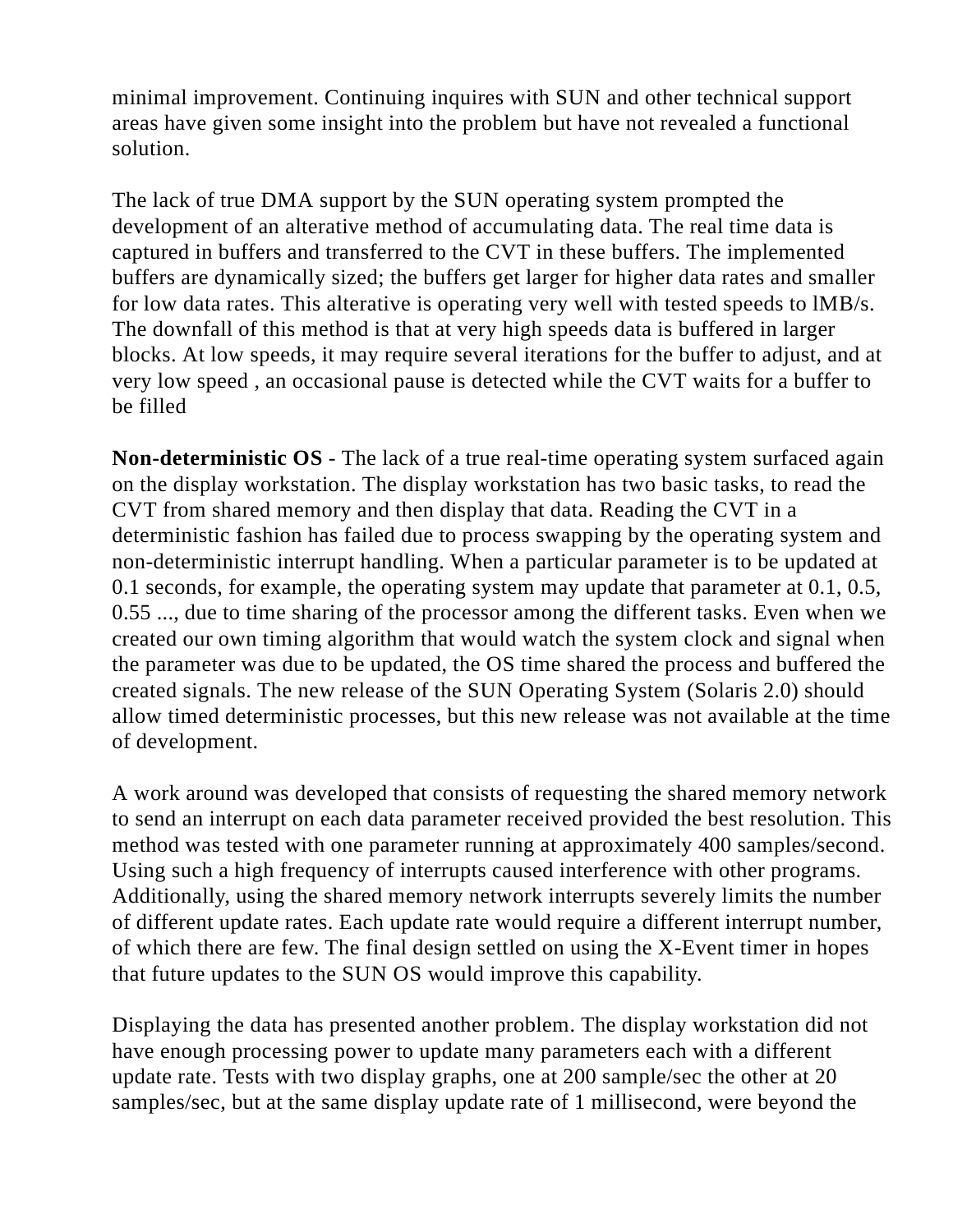minimal improvement. Continuing inquires with SUN and other technical support areas have given some insight into the problem but have not revealed a functional solution.

The lack of true DMA support by the SUN operating system prompted the development of an alterative method of accumulating data. The real time data is captured in buffers and transferred to the CVT in these buffers. The implemented buffers are dynamically sized; the buffers get larger for higher data rates and smaller for low data rates. This alterative is operating very well with tested speeds to lMB/s. The downfall of this method is that at very high speeds data is buffered in larger blocks. At low speeds, it may require several iterations for the buffer to adjust, and at very low speed , an occasional pause is detected while the CVT waits for a buffer to be filled

**Non-deterministic OS** - The lack of a true real-time operating system surfaced again on the display workstation. The display workstation has two basic tasks, to read the CVT from shared memory and then display that data. Reading the CVT in a deterministic fashion has failed due to process swapping by the operating system and non-deterministic interrupt handling. When a particular parameter is to be updated at 0.1 seconds, for example, the operating system may update that parameter at 0.1, 0.5, 0.55 ..., due to time sharing of the processor among the different tasks. Even when we created our own timing algorithm that would watch the system clock and signal when the parameter was due to be updated, the OS time shared the process and buffered the created signals. The new release of the SUN Operating System (Solaris 2.0) should allow timed deterministic processes, but this new release was not available at the time of development.

A work around was developed that consists of requesting the shared memory network to send an interrupt on each data parameter received provided the best resolution. This method was tested with one parameter running at approximately 400 samples/second. Using such a high frequency of interrupts caused interference with other programs. Additionally, using the shared memory network interrupts severely limits the number of different update rates. Each update rate would require a different interrupt number, of which there are few. The final design settled on using the X-Event timer in hopes that future updates to the SUN OS would improve this capability.

Displaying the data has presented another problem. The display workstation did not have enough processing power to update many parameters each with a different update rate. Tests with two display graphs, one at 200 sample/sec the other at 20 samples/sec, but at the same display update rate of 1 millisecond, were beyond the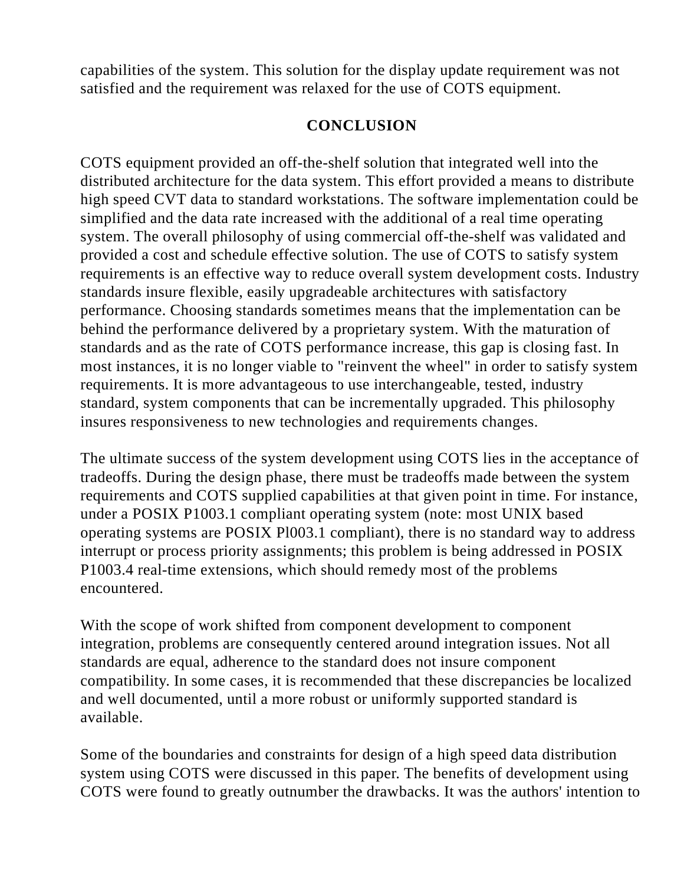capabilities of the system. This solution for the display update requirement was not satisfied and the requirement was relaxed for the use of COTS equipment.

## CONCLUSION

COTS equipment provided an off-the-shelf solution that integrated well into the distributed architecture for the data system. This effort provided a means to distribute high speed CVT data to standard workstations. The software implementation could be simplified and the data rate increased with the additional of a real time operating system. The overall philosophy of using commercial off-the-shelf was validated and provided a cost and schedule effective solution. The use of COTS to satisfy system requirements is an effective way to reduce overall system development costs. Industry standards insure flexible, easily upgradeable architectures with satisfactory performance. Choosing standards sometimes means that the implementation can be behind the performance delivered by a proprietary system. With the maturation of standards and as the rate of COTS performance increase, this gap is closing fast. In most instances, it is no longer viable to "reinvent the wheel" in order to satisfy system requirements. It is more advantageous to use interchangeable, tested, industry standard, system components that can be incrementally upgraded. This philosophy insures responsiveness to new technologies and requirements changes.

The ultimate success of the system development using COTS lies in the acceptance of tradeoffs. During the design phase, there must be tradeoffs made between the system requirements and COTS supplied capabilities at that given point in time. For instance, under a POSIX P1003.1 compliant operating system (note: most UNIX based operating systems are POSIX Pl003.1 compliant), there is no standard way to address interrupt or process priority assignments; this problem is being addressed in POSIX P1003.4 real-time extensions, which should remedy most of the problems encountered.

With the scope of work shifted from component development to component integration, problems are consequently centered around integration issues. Not all standards are equal, adherence to the standard does not insure component compatibility. In some cases, it is recommended that these discrepancies be localized and well documented, until a more robust or uniformly supported standard is available.

Some of the boundaries and constraints for design of a high speed data distribution system using COTS were discussed in this paper. The benefits of development using COTS were found to greatly outnumber the drawbacks. It was the authors' intention to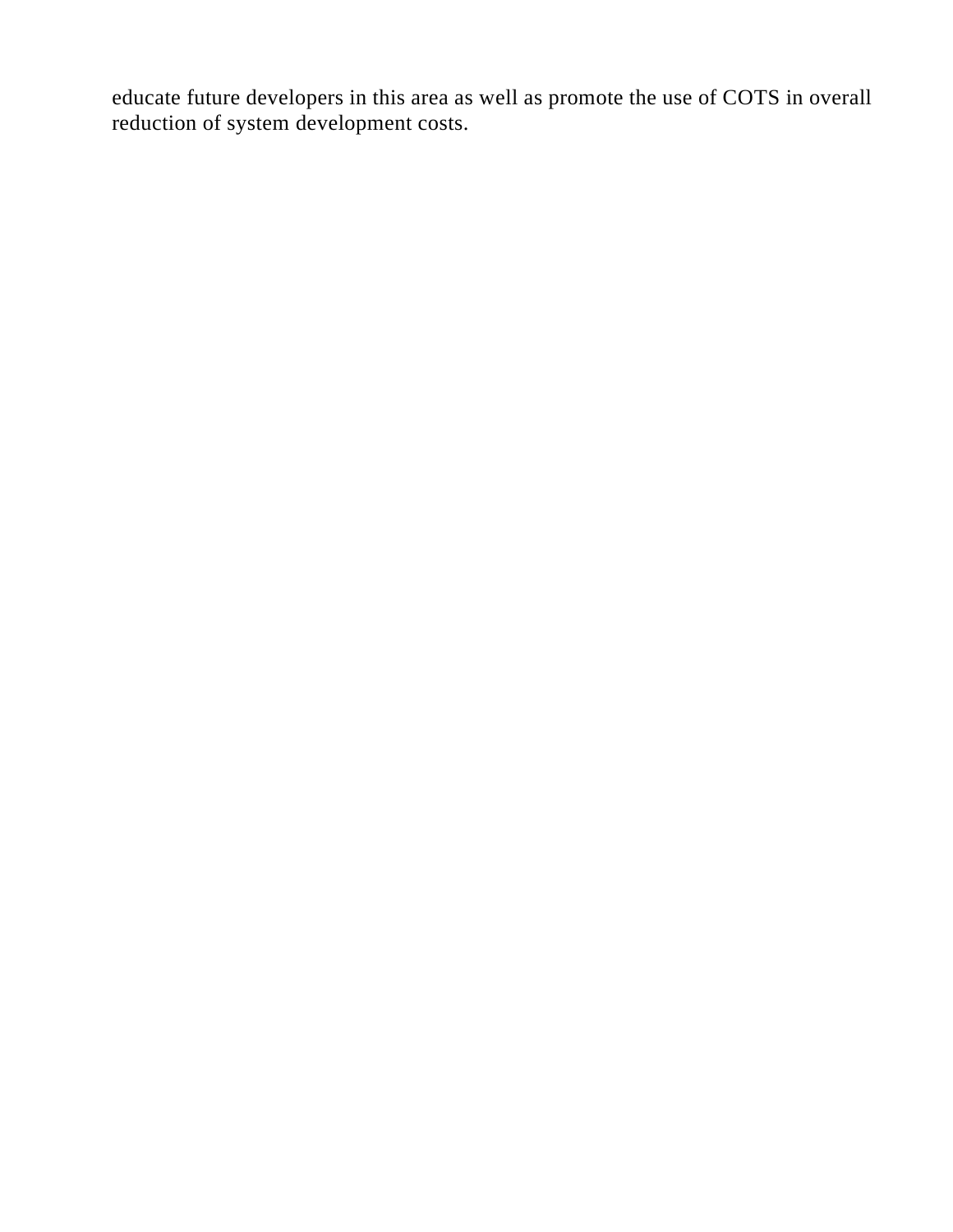educate future developers in this area as well as promote the use of COTS in overall reduction of system development costs.